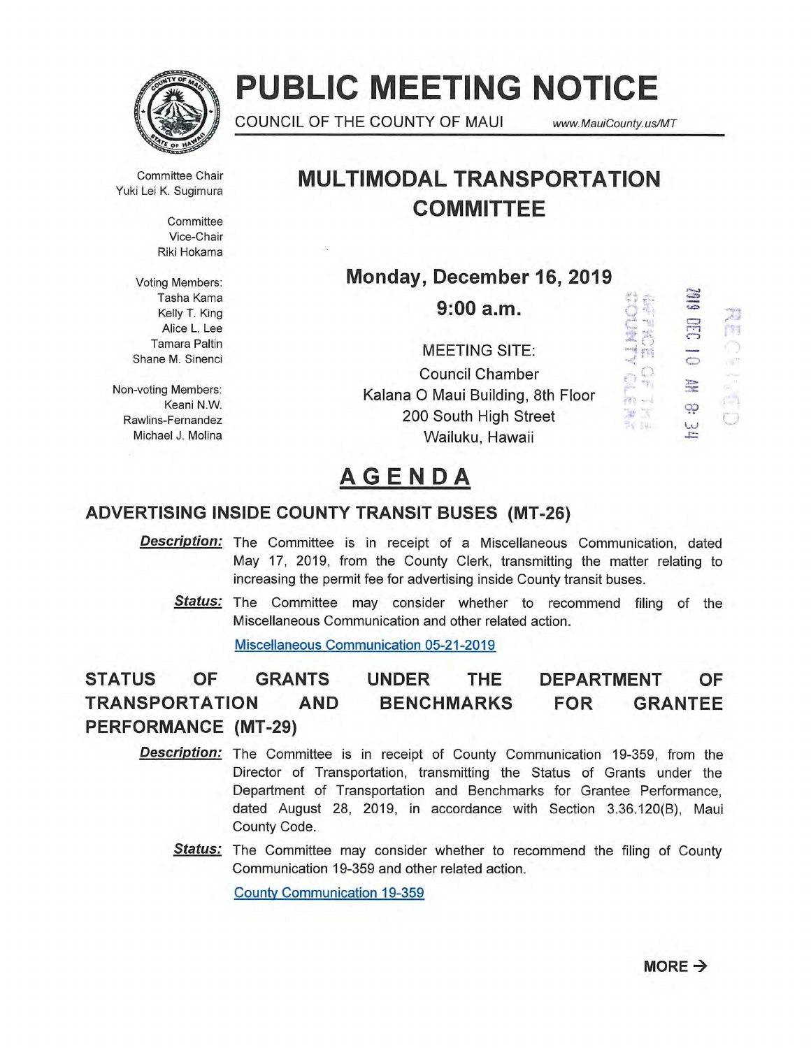# PUBLIC MEETING NOTICE

COUNCIL OF THE COUNTY OF MAUI www.MauiCounty.us/MT

Committee Chair
Yuki Lei K. Sugimura

Committee Vice-Chair
Riki Hokama

Voting Members:
Tasha Kama
Kelly T. King
Alice L. Lee
Tamara Paltin
Shane M. Sinenci

Non-voting Members:
Keani N.W. Rawlins-Fernandez
Michael J. Molina

## MULTIMODAL TRANSPORTATION COMMITTEE

**Monday, December 16, 2019**

**9:00 a.m.**

MEETING SITE:
Council Chamber
Kalana O Maui Building, 8th Floor
200 South High Street
Wailuku, Hawaii

2019 DEC 10 AM 8:34

OFFICE OF THE COUNTY CLERK

RECEIVED

# AGENDA

### ADVERTISING INSIDE COUNTY TRANSIT BUSES (MT-26)

***Description:*** The Committee is in receipt of a Miscellaneous Communication, dated May 17, 2019, from the County Clerk, transmitting the matter relating to increasing the permit fee for advertising inside County transit buses.

***Status:*** The Committee may consider whether to recommend filing of the Miscellaneous Communication and other related action.

Miscellaneous Communication 05-21-2019

### STATUS OF GRANTS UNDER THE DEPARTMENT OF TRANSPORTATION AND BENCHMARKS FOR GRANTEE PERFORMANCE (MT-29)

***Description:*** The Committee is in receipt of County Communication 19-359, from the Director of Transportation, transmitting the Status of Grants under the Department of Transportation and Benchmarks for Grantee Performance, dated August 28, 2019, in accordance with Section 3.36.120(B), Maui County Code.

***Status:*** The Committee may consider whether to recommend the filing of County Communication 19-359 and other related action.

County Communication 19-359

**MORE →**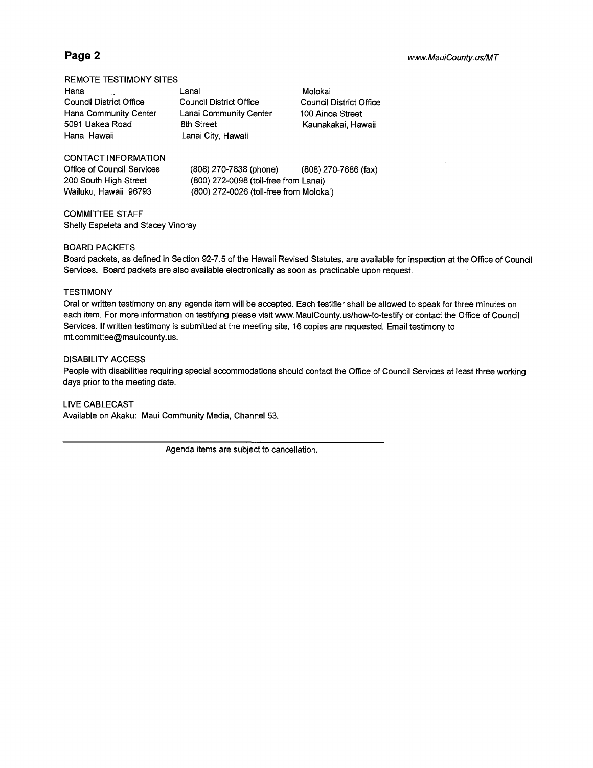REMOTE TESTIMONY SITES

| | | |
|---|---|---|
| Hana | Lanai | Molokai |
| Council District Office | Council District Office | Council District Office |
| Hana Community Center | Lanai Community Center | 100 Ainoa Street |
| 5091 Uakea Road | 8th Street | Kaunakakai, Hawaii |
| Hana, Hawaii | Lanai City, Hawaii | |

CONTACT INFORMATION

| | | |
|---|---|---|
| Office of Council Services | (808) 270-7838 (phone) | (808) 270-7686 (fax) |
| 200 South High Street | (800) 272-0098 (toll-free from Lanai) | |
| Wailuku, Hawaii 96793 | (800) 272-0026 (toll-free from Molokai) | |

COMMITTEE STAFF

Shelly Espeleta and Stacey Vinoray

BOARD PACKETS

Board packets, as defined in Section 92-7.5 of the Hawaii Revised Statutes, are available for inspection at the Office of Council Services. Board packets are also available electronically as soon as practicable upon request.

TESTIMONY

Oral or written testimony on any agenda item will be accepted. Each testifier shall be allowed to speak for three minutes on each item. For more information on testifying please visit www.MauiCounty.us/how-to-testify or contact the Office of Council Services. If written testimony is submitted at the meeting site, 16 copies are requested. Email testimony to mt.committee@mauicounty.us.

DISABILITY ACCESS

People with disabilities requiring special accommodations should contact the Office of Council Services at least three working days prior to the meeting date.

LIVE CABLECAST

Available on Akaku: Maui Community Media, Channel 53.

---

Agenda items are subject to cancellation.